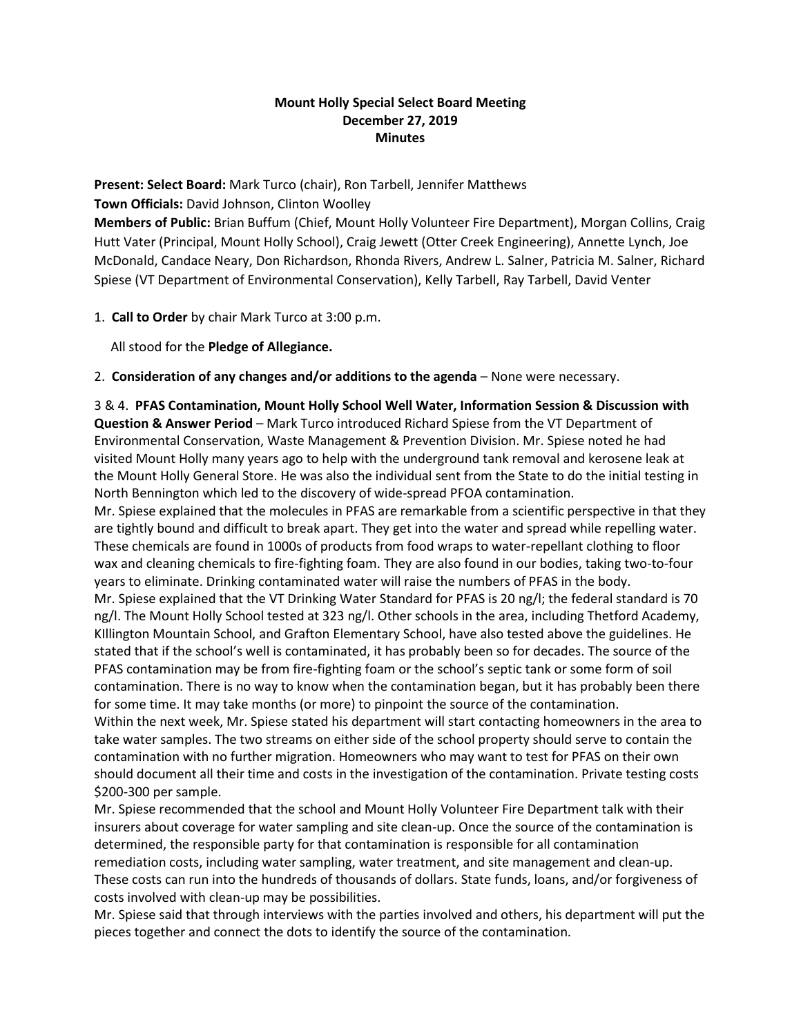**Mount Holly Special Select Board Meeting**
**December 27, 2019**
**Minutes**

**Present: Select Board:** Mark Turco (chair), Ron Tarbell, Jennifer Matthews
**Town Officials:** David Johnson, Clinton Woolley
**Members of Public:** Brian Buffum (Chief, Mount Holly Volunteer Fire Department), Morgan Collins, Craig Hutt Vater (Principal, Mount Holly School), Craig Jewett (Otter Creek Engineering), Annette Lynch, Joe McDonald, Candace Neary, Don Richardson, Rhonda Rivers, Andrew L. Salner, Patricia M. Salner, Richard Spiese (VT Department of Environmental Conservation), Kelly Tarbell, Ray Tarbell, David Venter

1. **Call to Order** by chair Mark Turco at 3:00 p.m.

   All stood for the **Pledge of Allegiance.**

2. **Consideration of any changes and/or additions to the agenda** – None were necessary.

3 & 4. **PFAS Contamination, Mount Holly School Well Water, Information Session & Discussion with Question & Answer Period** – Mark Turco introduced Richard Spiese from the VT Department of Environmental Conservation, Waste Management & Prevention Division. Mr. Spiese noted he had visited Mount Holly many years ago to help with the underground tank removal and kerosene leak at the Mount Holly General Store. He was also the individual sent from the State to do the initial testing in North Bennington which led to the discovery of wide-spread PFOA contamination.

Mr. Spiese explained that the molecules in PFAS are remarkable from a scientific perspective in that they are tightly bound and difficult to break apart. They get into the water and spread while repelling water. These chemicals are found in 1000s of products from food wraps to water-repellant clothing to floor wax and cleaning chemicals to fire-fighting foam. They are also found in our bodies, taking two-to-four years to eliminate. Drinking contaminated water will raise the numbers of PFAS in the body.

Mr. Spiese explained that the VT Drinking Water Standard for PFAS is 20 ng/l; the federal standard is 70 ng/l. The Mount Holly School tested at 323 ng/l. Other schools in the area, including Thetford Academy, KIllington Mountain School, and Grafton Elementary School, have also tested above the guidelines. He stated that if the school's well is contaminated, it has probably been so for decades. The source of the PFAS contamination may be from fire-fighting foam or the school's septic tank or some form of soil contamination. There is no way to know when the contamination began, but it has probably been there for some time. It may take months (or more) to pinpoint the source of the contamination.

Within the next week, Mr. Spiese stated his department will start contacting homeowners in the area to take water samples. The two streams on either side of the school property should serve to contain the contamination with no further migration. Homeowners who may want to test for PFAS on their own should document all their time and costs in the investigation of the contamination. Private testing costs $200-300 per sample.

Mr. Spiese recommended that the school and Mount Holly Volunteer Fire Department talk with their insurers about coverage for water sampling and site clean-up. Once the source of the contamination is determined, the responsible party for that contamination is responsible for all contamination remediation costs, including water sampling, water treatment, and site management and clean-up. These costs can run into the hundreds of thousands of dollars. State funds, loans, and/or forgiveness of costs involved with clean-up may be possibilities.

Mr. Spiese said that through interviews with the parties involved and others, his department will put the pieces together and connect the dots to identify the source of the contamination.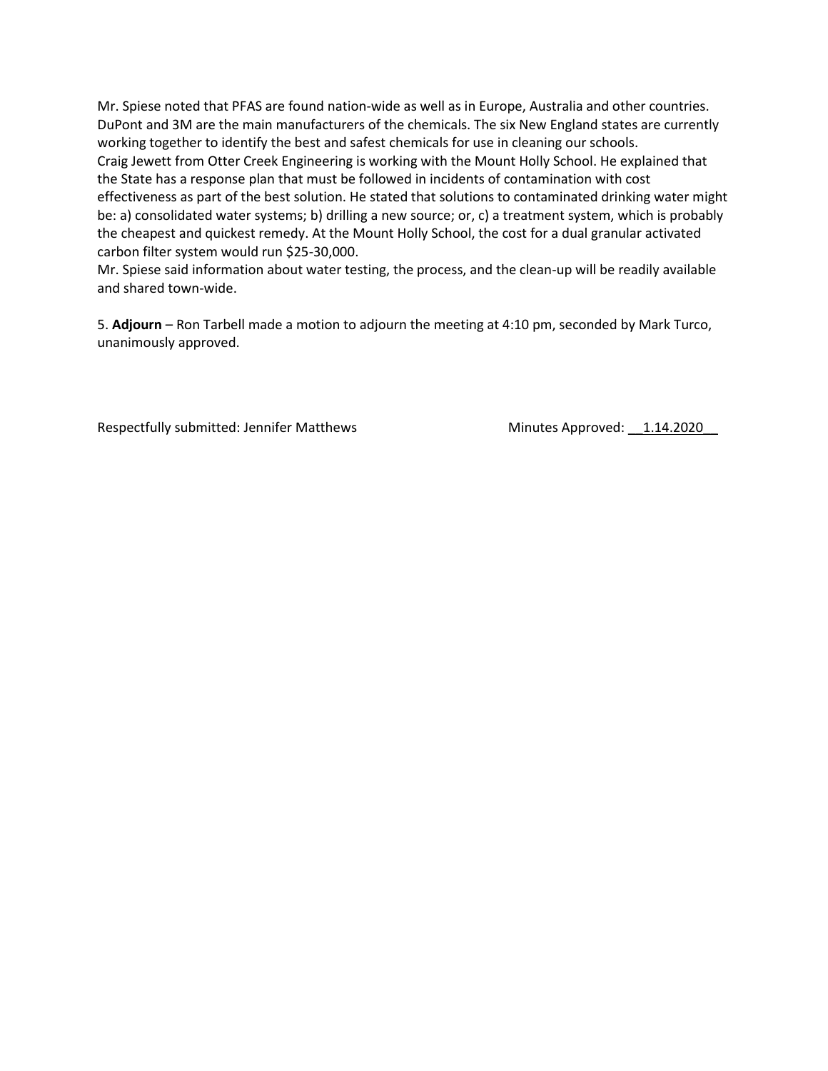Mr. Spiese noted that PFAS are found nation-wide as well as in Europe, Australia and other countries. DuPont and 3M are the main manufacturers of the chemicals. The six New England states are currently working together to identify the best and safest chemicals for use in cleaning our schools.
Craig Jewett from Otter Creek Engineering is working with the Mount Holly School. He explained that the State has a response plan that must be followed in incidents of contamination with cost effectiveness as part of the best solution. He stated that solutions to contaminated drinking water might be: a) consolidated water systems; b) drilling a new source; or, c) a treatment system, which is probably the cheapest and quickest remedy. At the Mount Holly School, the cost for a dual granular activated carbon filter system would run $25-30,000.
Mr. Spiese said information about water testing, the process, and the clean-up will be readily available and shared town-wide.

5. **Adjourn** – Ron Tarbell made a motion to adjourn the meeting at 4:10 pm, seconded by Mark Turco, unanimously approved.

Respectfully submitted: Jennifer Matthews

Minutes Approved: 1.14.2020